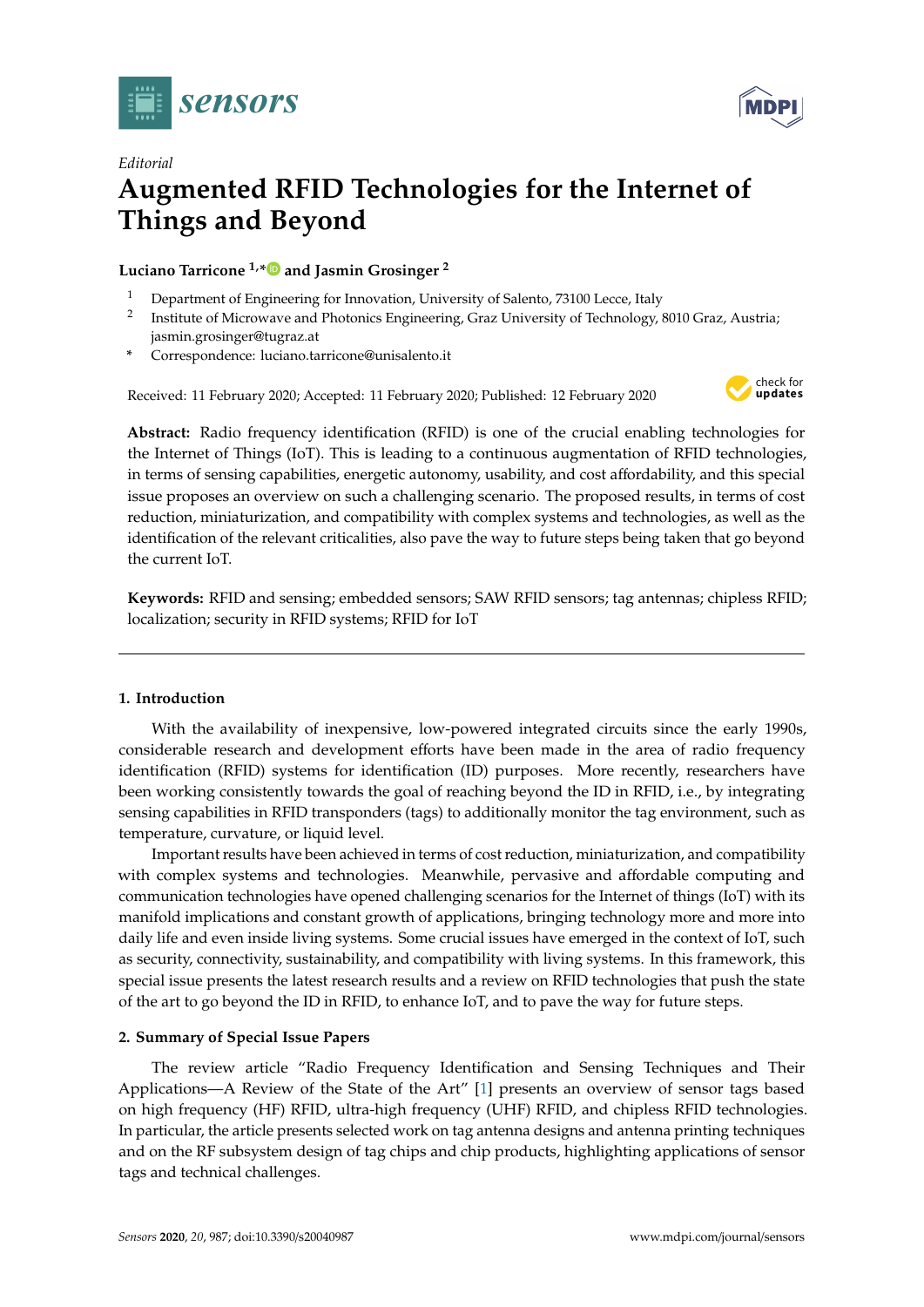*Editorial*

# Augmented RFID Technologies for the Internet of Things and Beyond

**Luciano Tarricone [1,*] and Jasmin Grosinger [2]**

[1] Department of Engineering for Innovation, University of Salento, 73100 Lecce, Italy

[2] Institute of Microwave and Photonics Engineering, Graz University of Technology, 8010 Graz, Austria; jasmin.grosinger@tugraz.at

\* Correspondence: luciano.tarricone@unisalento.it

Received: 11 February 2020; Accepted: 11 February 2020; Published: 12 February 2020

**Abstract:** Radio frequency identification (RFID) is one of the crucial enabling technologies for the Internet of Things (IoT). This is leading to a continuous augmentation of RFID technologies, in terms of sensing capabilities, energetic autonomy, usability, and cost affordability, and this special issue proposes an overview on such a challenging scenario. The proposed results, in terms of cost reduction, miniaturization, and compatibility with complex systems and technologies, as well as the identification of the relevant criticalities, also pave the way to future steps being taken that go beyond the current IoT.

**Keywords:** RFID and sensing; embedded sensors; SAW RFID sensors; tag antennas; chipless RFID; localization; security in RFID systems; RFID for IoT

## 1. Introduction

With the availability of inexpensive, low-powered integrated circuits since the early 1990s, considerable research and development efforts have been made in the area of radio frequency identification (RFID) systems for identification (ID) purposes. More recently, researchers have been working consistently towards the goal of reaching beyond the ID in RFID, i.e., by integrating sensing capabilities in RFID transponders (tags) to additionally monitor the tag environment, such as temperature, curvature, or liquid level.

Important results have been achieved in terms of cost reduction, miniaturization, and compatibility with complex systems and technologies. Meanwhile, pervasive and affordable computing and communication technologies have opened challenging scenarios for the Internet of things (IoT) with its manifold implications and constant growth of applications, bringing technology more and more into daily life and even inside living systems. Some crucial issues have emerged in the context of IoT, such as security, connectivity, sustainability, and compatibility with living systems. In this framework, this special issue presents the latest research results and a review on RFID technologies that push the state of the art to go beyond the ID in RFID, to enhance IoT, and to pave the way for future steps.

## 2. Summary of Special Issue Papers

The review article "Radio Frequency Identification and Sensing Techniques and Their Applications—A Review of the State of the Art" [1] presents an overview of sensor tags based on high frequency (HF) RFID, ultra-high frequency (UHF) RFID, and chipless RFID technologies. In particular, the article presents selected work on tag antenna designs and antenna printing techniques and on the RF subsystem design of tag chips and chip products, highlighting applications of sensor tags and technical challenges.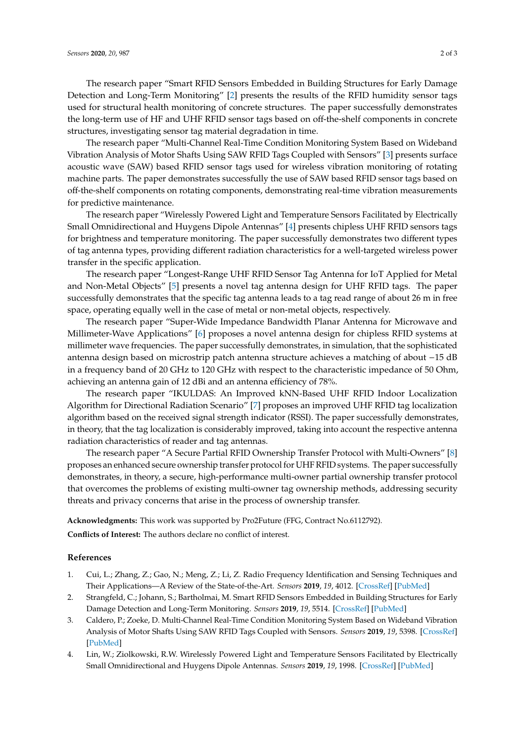The research paper "Smart RFID Sensors Embedded in Building Structures for Early Damage Detection and Long-Term Monitoring" [2] presents the results of the RFID humidity sensor tags used for structural health monitoring of concrete structures. The paper successfully demonstrates the long-term use of HF and UHF RFID sensor tags based on off-the-shelf components in concrete structures, investigating sensor tag material degradation in time.

The research paper "Multi-Channel Real-Time Condition Monitoring System Based on Wideband Vibration Analysis of Motor Shafts Using SAW RFID Tags Coupled with Sensors" [3] presents surface acoustic wave (SAW) based RFID sensor tags used for wireless vibration monitoring of rotating machine parts. The paper demonstrates successfully the use of SAW based RFID sensor tags based on off-the-shelf components on rotating components, demonstrating real-time vibration measurements for predictive maintenance.

The research paper "Wirelessly Powered Light and Temperature Sensors Facilitated by Electrically Small Omnidirectional and Huygens Dipole Antennas" [4] presents chipless UHF RFID sensors tags for brightness and temperature monitoring. The paper successfully demonstrates two different types of tag antenna types, providing different radiation characteristics for a well-targeted wireless power transfer in the specific application.

The research paper "Longest-Range UHF RFID Sensor Tag Antenna for IoT Applied for Metal and Non-Metal Objects" [5] presents a novel tag antenna design for UHF RFID tags. The paper successfully demonstrates that the specific tag antenna leads to a tag read range of about 26 m in free space, operating equally well in the case of metal or non-metal objects, respectively.

The research paper "Super-Wide Impedance Bandwidth Planar Antenna for Microwave and Millimeter-Wave Applications" [6] proposes a novel antenna design for chipless RFID systems at millimeter wave frequencies. The paper successfully demonstrates, in simulation, that the sophisticated antenna design based on microstrip patch antenna structure achieves a matching of about −15 dB in a frequency band of 20 GHz to 120 GHz with respect to the characteristic impedance of 50 Ohm, achieving an antenna gain of 12 dBi and an antenna efficiency of 78%.

The research paper "IKULDAS: An Improved kNN-Based UHF RFID Indoor Localization Algorithm for Directional Radiation Scenario" [7] proposes an improved UHF RFID tag localization algorithm based on the received signal strength indicator (RSSI). The paper successfully demonstrates, in theory, that the tag localization is considerably improved, taking into account the respective antenna radiation characteristics of reader and tag antennas.

The research paper "A Secure Partial RFID Ownership Transfer Protocol with Multi-Owners" [8] proposes an enhanced secure ownership transfer protocol for UHF RFID systems. The paper successfully demonstrates, in theory, a secure, high-performance multi-owner partial ownership transfer protocol that overcomes the problems of existing multi-owner tag ownership methods, addressing security threats and privacy concerns that arise in the process of ownership transfer.

**Acknowledgments:** This work was supported by Pro2Future (FFG, Contract No.6112792).

**Conflicts of Interest:** The authors declare no conflict of interest.

## References

1. Cui, L.; Zhang, Z.; Gao, N.; Meng, Z.; Li, Z. Radio Frequency Identification and Sensing Techniques and Their Applications—A Review of the State-of-the-Art. *Sensors* **2019**, *19*, 4012. [CrossRef] [PubMed]
2. Strangfeld, C.; Johann, S.; Bartholmai, M. Smart RFID Sensors Embedded in Building Structures for Early Damage Detection and Long-Term Monitoring. *Sensors* **2019**, *19*, 5514. [CrossRef] [PubMed]
3. Caldero, P.; Zoeke, D. Multi-Channel Real-Time Condition Monitoring System Based on Wideband Vibration Analysis of Motor Shafts Using SAW RFID Tags Coupled with Sensors. *Sensors* **2019**, *19*, 5398. [CrossRef] [PubMed]
4. Lin, W.; Ziolkowski, R.W. Wirelessly Powered Light and Temperature Sensors Facilitated by Electrically Small Omnidirectional and Huygens Dipole Antennas. *Sensors* **2019**, *19*, 1998. [CrossRef] [PubMed]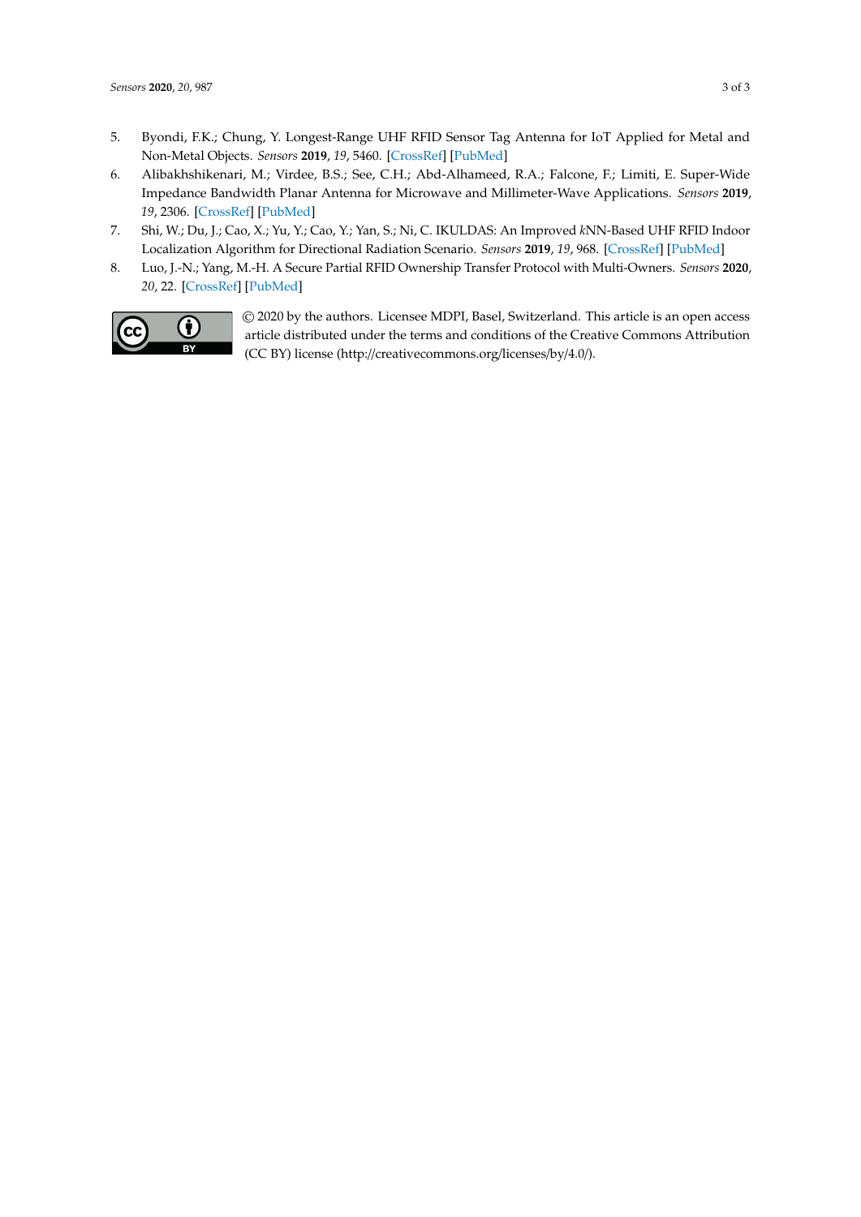5. Byondi, F.K.; Chung, Y. Longest-Range UHF RFID Sensor Tag Antenna for IoT Applied for Metal and Non-Metal Objects. *Sensors* **2019**, *19*, 5460. [CrossRef] [PubMed]
6. Alibakhshikenari, M.; Virdee, B.S.; See, C.H.; Abd-Alhameed, R.A.; Falcone, F.; Limiti, E. Super-Wide Impedance Bandwidth Planar Antenna for Microwave and Millimeter-Wave Applications. *Sensors* **2019**, *19*, 2306. [CrossRef] [PubMed]
7. Shi, W.; Du, J.; Cao, X.; Yu, Y.; Cao, Y.; Yan, S.; Ni, C. IKULDAS: An Improved *k*NN-Based UHF RFID Indoor Localization Algorithm for Directional Radiation Scenario. *Sensors* **2019**, *19*, 968. [CrossRef] [PubMed]
8. Luo, J.-N.; Yang, M.-H. A Secure Partial RFID Ownership Transfer Protocol with Multi-Owners. *Sensors* **2020**, *20*, 22. [CrossRef] [PubMed]

© 2020 by the authors. Licensee MDPI, Basel, Switzerland. This article is an open access article distributed under the terms and conditions of the Creative Commons Attribution (CC BY) license (http://creativecommons.org/licenses/by/4.0/).